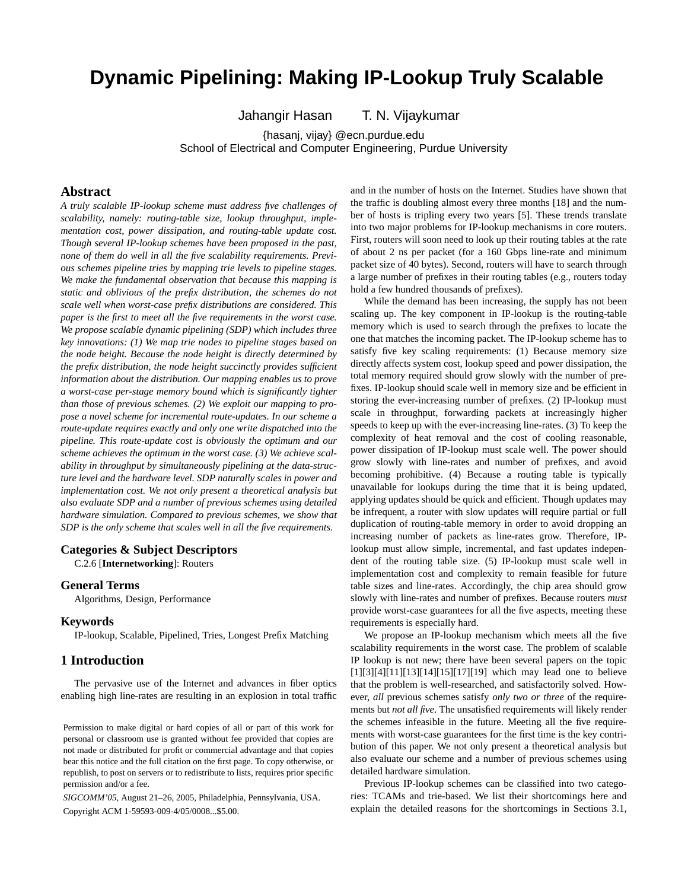# Dynamic Pipelining: Making IP-Lookup Truly Scalable

Jahangir Hasan T. N. Vijaykumar

{hasanj, vijay} @ecn.purdue.edu
School of Electrical and Computer Engineering, Purdue University

## Abstract

*A truly scalable IP-lookup scheme must address five challenges of scalability, namely: routing-table size, lookup throughput, implementation cost, power dissipation, and routing-table update cost. Though several IP-lookup schemes have been proposed in the past, none of them do well in all the five scalability requirements. Previous schemes pipeline tries by mapping trie levels to pipeline stages. We make the fundamental observation that because this mapping is static and oblivious of the prefix distribution, the schemes do not scale well when worst-case prefix distributions are considered. This paper is the first to meet all the five requirements in the worst case. We propose scalable dynamic pipelining (SDP) which includes three key innovations: (1) We map trie nodes to pipeline stages based on the node height. Because the node height is directly determined by the prefix distribution, the node height succinctly provides sufficient information about the distribution. Our mapping enables us to prove a worst-case per-stage memory bound which is significantly tighter than those of previous schemes. (2) We exploit our mapping to propose a novel scheme for incremental route-updates. In our scheme a route-update requires exactly and only one write dispatched into the pipeline. This route-update cost is obviously the optimum and our scheme achieves the optimum in the worst case. (3) We achieve scalability in throughput by simultaneously pipelining at the data-structure level and the hardware level. SDP naturally scales in power and implementation cost. We not only present a theoretical analysis but also evaluate SDP and a number of previous schemes using detailed hardware simulation. Compared to previous schemes, we show that SDP is the only scheme that scales well in all the five requirements.*

### Categories & Subject Descriptors

C.2.6 [**Internetworking**]: Routers

### General Terms

Algorithms, Design, Performance

### Keywords

IP-lookup, Scalable, Pipelined, Tries, Longest Prefix Matching

## 1 Introduction

The pervasive use of the Internet and advances in fiber optics enabling high line-rates are resulting in an explosion in total traffic and in the number of hosts on the Internet. Studies have shown that the traffic is doubling almost every three months [18] and the number of hosts is tripling every two years [5]. These trends translate into two major problems for IP-lookup mechanisms in core routers. First, routers will soon need to look up their routing tables at the rate of about 2 ns per packet (for a 160 Gbps line-rate and minimum packet size of 40 bytes). Second, routers will have to search through a large number of prefixes in their routing tables (e.g., routers today hold a few hundred thousands of prefixes).

While the demand has been increasing, the supply has not been scaling up. The key component in IP-lookup is the routing-table memory which is used to search through the prefixes to locate the one that matches the incoming packet. The IP-lookup scheme has to satisfy five key scaling requirements: (1) Because memory size directly affects system cost, lookup speed and power dissipation, the total memory required should grow slowly with the number of prefixes. IP-lookup should scale well in memory size and be efficient in storing the ever-increasing number of prefixes. (2) IP-lookup must scale in throughput, forwarding packets at increasingly higher speeds to keep up with the ever-increasing line-rates. (3) To keep the complexity of heat removal and the cost of cooling reasonable, power dissipation of IP-lookup must scale well. The power should grow slowly with line-rates and number of prefixes, and avoid becoming prohibitive. (4) Because a routing table is typically unavailable for lookups during the time that it is being updated, applying updates should be quick and efficient. Though updates may be infrequent, a router with slow updates will require partial or full duplication of routing-table memory in order to avoid dropping an increasing number of packets as line-rates grow. Therefore, IP-lookup must allow simple, incremental, and fast updates independent of the routing table size. (5) IP-lookup must scale well in implementation cost and complexity to remain feasible for future table sizes and line-rates. Accordingly, the chip area should grow slowly with line-rates and number of prefixes. Because routers *must* provide worst-case guarantees for all the five aspects, meeting these requirements is especially hard.

We propose an IP-lookup mechanism which meets all the five scalability requirements in the worst case. The problem of scalable IP lookup is not new; there have been several papers on the topic [1][3][4][11][13][14][15][17][19] which may lead one to believe that the problem is well-researched, and satisfactorily solved. However, *all* previous schemes satisfy *only two or three* of the requirements but *not all five*. The unsatisfied requirements will likely render the schemes infeasible in the future. Meeting all the five requirements with worst-case guarantees for the first time is the key contribution of this paper. We not only present a theoretical analysis but also evaluate our scheme and a number of previous schemes using detailed hardware simulation.

Previous IP-lookup schemes can be classified into two categories: TCAMs and trie-based. We list their shortcomings here and explain the detailed reasons for the shortcomings in Sections 3.1,

Permission to make digital or hard copies of all or part of this work for personal or classroom use is granted without fee provided that copies are not made or distributed for profit or commercial advantage and that copies bear this notice and the full citation on the first page. To copy otherwise, or republish, to post on servers or to redistribute to lists, requires prior specific permission and/or a fee.

*SIGCOMM'05*, August 21–26, 2005, Philadelphia, Pennsylvania, USA.
Copyright ACM 1-59593-009-4/05/0008...$5.00.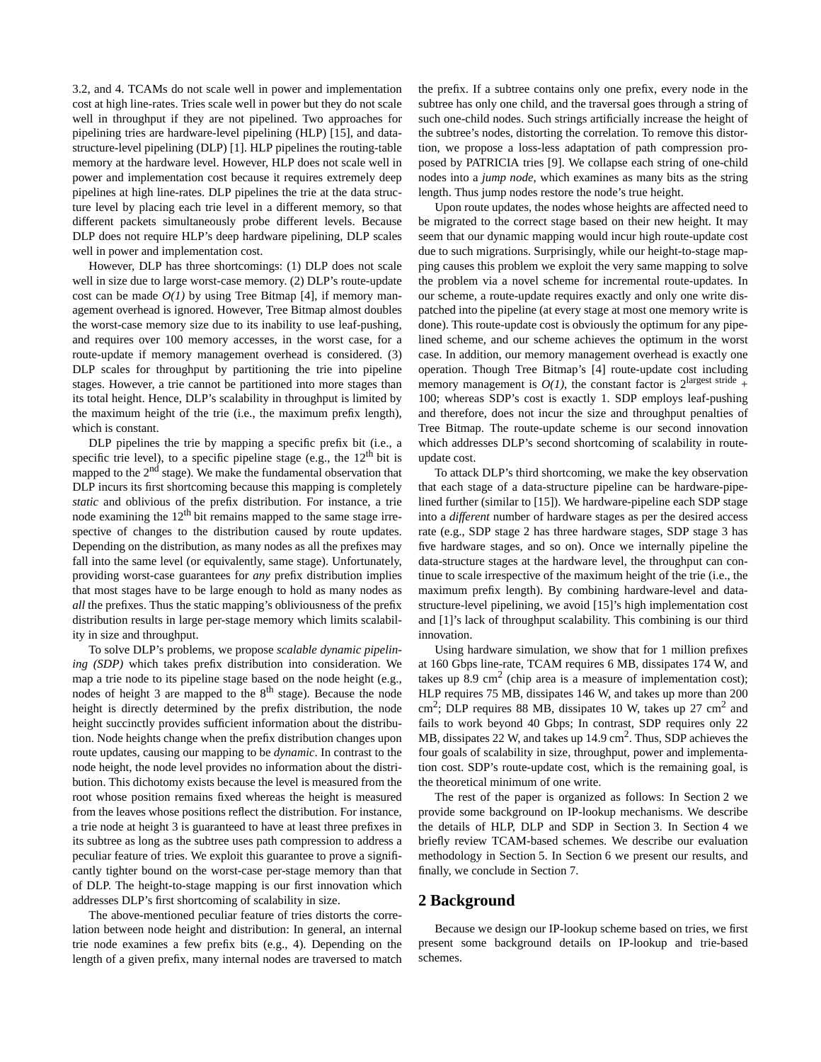3.2, and 4. TCAMs do not scale well in power and implementation cost at high line-rates. Tries scale well in power but they do not scale well in throughput if they are not pipelined. Two approaches for pipelining tries are hardware-level pipelining (HLP) [15], and data-structure-level pipelining (DLP) [1]. HLP pipelines the routing-table memory at the hardware level. However, HLP does not scale well in power and implementation cost because it requires extremely deep pipelines at high line-rates. DLP pipelines the trie at the data structure level by placing each trie level in a different memory, so that different packets simultaneously probe different levels. Because DLP does not require HLP's deep hardware pipelining, DLP scales well in power and implementation cost.

However, DLP has three shortcomings: (1) DLP does not scale well in size due to large worst-case memory. (2) DLP's route-update cost can be made *O(1)* by using Tree Bitmap [4], if memory management overhead is ignored. However, Tree Bitmap almost doubles the worst-case memory size due to its inability to use leaf-pushing, and requires over 100 memory accesses, in the worst case, for a route-update if memory management overhead is considered. (3) DLP scales for throughput by partitioning the trie into pipeline stages. However, a trie cannot be partitioned into more stages than its total height. Hence, DLP's scalability in throughput is limited by the maximum height of the trie (i.e., the maximum prefix length), which is constant.

DLP pipelines the trie by mapping a specific prefix bit (i.e., a specific trie level), to a specific pipeline stage (e.g., the $12^{th}$ bit is mapped to the $2^{nd}$ stage). We make the fundamental observation that DLP incurs its first shortcoming because this mapping is completely *static* and oblivious of the prefix distribution. For instance, a trie node examining the $12^{th}$ bit remains mapped to the same stage irrespective of changes to the distribution caused by route updates. Depending on the distribution, as many nodes as all the prefixes may fall into the same level (or equivalently, same stage). Unfortunately, providing worst-case guarantees for *any* prefix distribution implies that most stages have to be large enough to hold as many nodes as *all* the prefixes. Thus the static mapping's obliviousness of the prefix distribution results in large per-stage memory which limits scalability in size and throughput.

To solve DLP's problems, we propose *scalable dynamic pipelining (SDP)* which takes prefix distribution into consideration. We map a trie node to its pipeline stage based on the node height (e.g., nodes of height 3 are mapped to the $8^{th}$ stage). Because the node height is directly determined by the prefix distribution, the node height succinctly provides sufficient information about the distribution. Node heights change when the prefix distribution changes upon route updates, causing our mapping to be *dynamic*. In contrast to the node height, the node level provides no information about the distribution. This dichotomy exists because the level is measured from the root whose position remains fixed whereas the height is measured from the leaves whose positions reflect the distribution. For instance, a trie node at height 3 is guaranteed to have at least three prefixes in its subtree as long as the subtree uses path compression to address a peculiar feature of tries. We exploit this guarantee to prove a significantly tighter bound on the worst-case per-stage memory than that of DLP. The height-to-stage mapping is our first innovation which addresses DLP's first shortcoming of scalability in size.

The above-mentioned peculiar feature of tries distorts the correlation between node height and distribution: In general, an internal trie node examines a few prefix bits (e.g., 4). Depending on the length of a given prefix, many internal nodes are traversed to match the prefix. If a subtree contains only one prefix, every node in the subtree has only one child, and the traversal goes through a string of such one-child nodes. Such strings artificially increase the height of the subtree's nodes, distorting the correlation. To remove this distortion, we propose a loss-less adaptation of path compression proposed by PATRICIA tries [9]. We collapse each string of one-child nodes into a *jump node*, which examines as many bits as the string length. Thus jump nodes restore the node's true height.

Upon route updates, the nodes whose heights are affected need to be migrated to the correct stage based on their new height. It may seem that our dynamic mapping would incur high route-update cost due to such migrations. Surprisingly, while our height-to-stage mapping causes this problem we exploit the very same mapping to solve the problem via a novel scheme for incremental route-updates. In our scheme, a route-update requires exactly and only one write dispatched into the pipeline (at every stage at most one memory write is done). This route-update cost is obviously the optimum for any pipelined scheme, and our scheme achieves the optimum in the worst case. In addition, our memory management overhead is exactly one operation. Though Tree Bitmap's [4] route-update cost including memory management is *O(1)*, the constant factor is $2^{\text{largest stride}} + 100$; whereas SDP's cost is exactly 1. SDP employs leaf-pushing and therefore, does not incur the size and throughput penalties of Tree Bitmap. The route-update scheme is our second innovation which addresses DLP's second shortcoming of scalability in route-update cost.

To attack DLP's third shortcoming, we make the key observation that each stage of a data-structure pipeline can be hardware-pipelined further (similar to [15]). We hardware-pipeline each SDP stage into a *different* number of hardware stages as per the desired access rate (e.g., SDP stage 2 has three hardware stages, SDP stage 3 has five hardware stages, and so on). Once we internally pipeline the data-structure stages at the hardware level, the throughput can continue to scale irrespective of the maximum height of the trie (i.e., the maximum prefix length). By combining hardware-level and data-structure-level pipelining, we avoid [15]'s high implementation cost and [1]'s lack of throughput scalability. This combining is our third innovation.

Using hardware simulation, we show that for 1 million prefixes at 160 Gbps line-rate, TCAM requires 6 MB, dissipates 174 W, and takes up 8.9 $cm^2$ (chip area is a measure of implementation cost); HLP requires 75 MB, dissipates 146 W, and takes up more than 200 $cm^2$; DLP requires 88 MB, dissipates 10 W, takes up 27 $cm^2$ and fails to work beyond 40 Gbps; In contrast, SDP requires only 22 MB, dissipates 22 W, and takes up 14.9 $cm^2$. Thus, SDP achieves the four goals of scalability in size, throughput, power and implementation cost. SDP's route-update cost, which is the remaining goal, is the theoretical minimum of one write.

The rest of the paper is organized as follows: In Section 2 we provide some background on IP-lookup mechanisms. We describe the details of HLP, DLP and SDP in Section 3. In Section 4 we briefly review TCAM-based schemes. We describe our evaluation methodology in Section 5. In Section 6 we present our results, and finally, we conclude in Section 7.

## 2 Background

Because we design our IP-lookup scheme based on tries, we first present some background details on IP-lookup and trie-based schemes.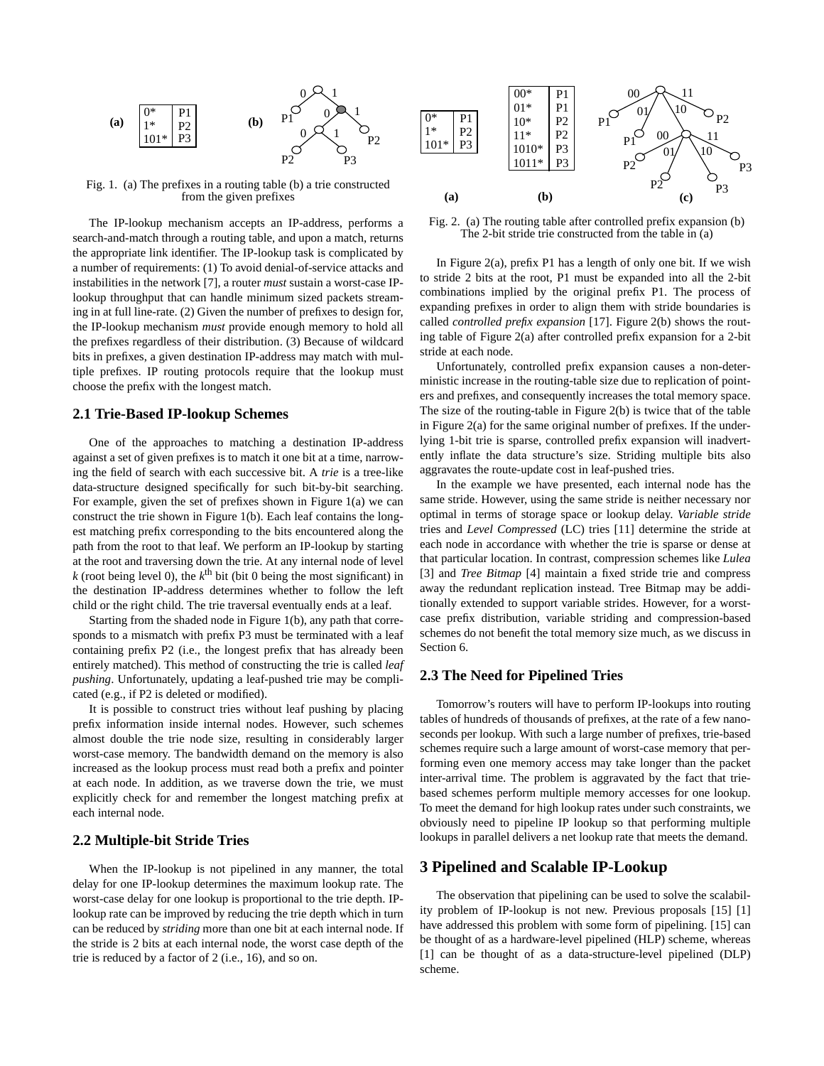| (a) | | |
|---|---|---|
| 0* | P1 | |
| 1* | P2 | |
| 101* | P3 | |

Fig. 1. (a) The prefixes in a routing table (b) a trie constructed from the given prefixes

The IP-lookup mechanism accepts an IP-address, performs a search-and-match through a routing table, and upon a match, returns the appropriate link identifier. The IP-lookup task is complicated by a number of requirements: (1) To avoid denial-of-service attacks and instabilities in the network [7], a router *must* sustain a worst-case IP-lookup throughput that can handle minimum sized packets streaming in at full line-rate. (2) Given the number of prefixes to design for, the IP-lookup mechanism *must* provide enough memory to hold all the prefixes regardless of their distribution. (3) Because of wildcard bits in prefixes, a given destination IP-address may match with multiple prefixes. IP routing protocols require that the lookup must choose the prefix with the longest match.

## 2.1 Trie-Based IP-lookup Schemes

One of the approaches to matching a destination IP-address against a set of given prefixes is to match it one bit at a time, narrowing the field of search with each successive bit. A *trie* is a tree-like data-structure designed specifically for such bit-by-bit searching. For example, given the set of prefixes shown in Figure 1(a) we can construct the trie shown in Figure 1(b). Each leaf contains the longest matching prefix corresponding to the bits encountered along the path from the root to that leaf. We perform an IP-lookup by starting at the root and traversing down the trie. At any internal node of level $k$ (root being level 0), the $k^{\text{th}}$ bit (bit 0 being the most significant) in the destination IP-address determines whether to follow the left child or the right child. The trie traversal eventually ends at a leaf.

Starting from the shaded node in Figure 1(b), any path that corresponds to a mismatch with prefix P3 must be terminated with a leaf containing prefix P2 (i.e., the longest prefix that has already been entirely matched). This method of constructing the trie is called *leaf pushing*. Unfortunately, updating a leaf-pushed trie may be complicated (e.g., if P2 is deleted or modified).

It is possible to construct tries without leaf pushing by placing prefix information inside internal nodes. However, such schemes almost double the trie node size, resulting in considerably larger worst-case memory. The bandwidth demand on the memory is also increased as the lookup process must read both a prefix and pointer at each node. In addition, as we traverse down the trie, we must explicitly check for and remember the longest matching prefix at each internal node.

## 2.2 Multiple-bit Stride Tries

When the IP-lookup is not pipelined in any manner, the total delay for one IP-lookup determines the maximum lookup rate. The worst-case delay for one lookup is proportional to the trie depth. IP-lookup rate can be improved by reducing the trie depth which in turn can be reduced by *striding* more than one bit at each internal node. If the stride is 2 bits at each internal node, the worst case depth of the trie is reduced by a factor of 2 (i.e., 16), and so on.

| Prefix | | |
|---|---|---|
| 0* | P1 | |
| 1* | P2 | |
| 101* | P3 | |

(a)

| Prefix | |
|---|---|
| 00* | P1 |
| 01* | P1 |
| 10* | P2 |
| 11* | P2 |
| 1010* | P3 |
| 1011* | P3 |

(b)

Fig. 2. (a) The routing table after controlled prefix expansion (b) The 2-bit stride trie constructed from the table in (a)

In Figure 2(a), prefix P1 has a length of only one bit. If we wish to stride 2 bits at the root, P1 must be expanded into all the 2-bit combinations implied by the original prefix P1. The process of expanding prefixes in order to align them with stride boundaries is called *controlled prefix expansion* [17]. Figure 2(b) shows the routing table of Figure 2(a) after controlled prefix expansion for a 2-bit stride at each node.

Unfortunately, controlled prefix expansion causes a non-deterministic increase in the routing-table size due to replication of pointers and prefixes, and consequently increases the total memory space. The size of the routing-table in Figure 2(b) is twice that of the table in Figure 2(a) for the same original number of prefixes. If the underlying 1-bit trie is sparse, controlled prefix expansion will inadvertently inflate the data structure's size. Striding multiple bits also aggravates the route-update cost in leaf-pushed tries.

In the example we have presented, each internal node has the same stride. However, using the same stride is neither necessary nor optimal in terms of storage space or lookup delay. *Variable stride* tries and *Level Compressed* (LC) tries [11] determine the stride at each node in accordance with whether the trie is sparse or dense at that particular location. In contrast, compression schemes like *Lulea* [3] and *Tree Bitmap* [4] maintain a fixed stride trie and compress away the redundant replication instead. Tree Bitmap may be additionally extended to support variable strides. However, for a worst-case prefix distribution, variable striding and compression-based schemes do not benefit the total memory size much, as we discuss in Section 6.

## 2.3 The Need for Pipelined Tries

Tomorrow's routers will have to perform IP-lookups into routing tables of hundreds of thousands of prefixes, at the rate of a few nanoseconds per lookup. With such a large number of prefixes, trie-based schemes require such a large amount of worst-case memory that performing even one memory access may take longer than the packet inter-arrival time. The problem is aggravated by the fact that trie-based schemes perform multiple memory accesses for one lookup. To meet the demand for high lookup rates under such constraints, we obviously need to pipeline IP lookup so that performing multiple lookups in parallel delivers a net lookup rate that meets the demand.

# 3 Pipelined and Scalable IP-Lookup

The observation that pipelining can be used to solve the scalability problem of IP-lookup is not new. Previous proposals [15] [1] have addressed this problem with some form of pipelining. [15] can be thought of as a hardware-level pipelined (HLP) scheme, whereas [1] can be thought of as a data-structure-level pipelined (DLP) scheme.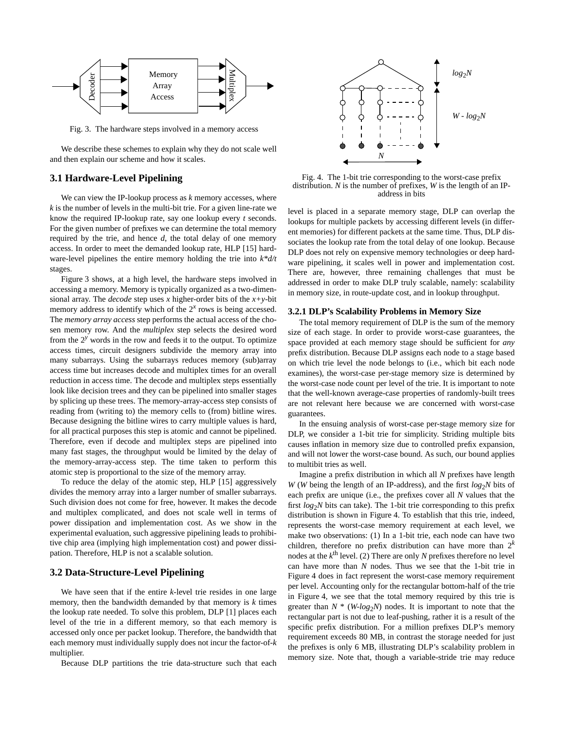Decoder

Memory Array Access

Multiplex

Fig. 3. The hardware steps involved in a memory access

We describe these schemes to explain why they do not scale well and then explain our scheme and how it scales.

### 3.1 Hardware-Level Pipelining

We can view the IP-lookup process as $k$ memory accesses, where $k$ is the number of levels in the multi-bit trie. For a given line-rate we know the required IP-lookup rate, say one lookup every $t$ seconds. For the given number of prefixes we can determine the total memory required by the trie, and hence $d$, the total delay of one memory access. In order to meet the demanded lookup rate, HLP [15] hardware-level pipelines the entire memory holding the trie into $k*d/t$ stages.

Figure 3 shows, at a high level, the hardware steps involved in accessing a memory. Memory is typically organized as a two-dimensional array. The *decode* step uses $x$ higher-order bits of the $x+y$-bit memory address to identify which of the $2^x$ rows is being accessed. The *memory array access* step performs the actual access of the chosen memory row. And the *multiplex* step selects the desired word from the $2^y$ words in the row and feeds it to the output. To optimize access times, circuit designers subdivide the memory array into many subarrays. Using the subarrays reduces memory (sub)array access time but increases decode and multiplex times for an overall reduction in access time. The decode and multiplex steps essentially look like decision trees and they can be pipelined into smaller stages by splicing up these trees. The memory-array-access step consists of reading from (writing to) the memory cells to (from) bitline wires. Because designing the bitline wires to carry multiple values is hard, for all practical purposes this step is atomic and cannot be pipelined. Therefore, even if decode and multiplex steps are pipelined into many fast stages, the throughput would be limited by the delay of the memory-array-access step. The time taken to perform this atomic step is proportional to the size of the memory array.

To reduce the delay of the atomic step, HLP [15] aggressively divides the memory array into a larger number of smaller subarrays. Such division does not come for free, however. It makes the decode and multiplex complicated, and does not scale well in terms of power dissipation and implementation cost. As we show in the experimental evaluation, such aggressive pipelining leads to prohibitive chip area (implying high implementation cost) and power dissipation. Therefore, HLP is not a scalable solution.

### 3.2 Data-Structure-Level Pipelining

We have seen that if the entire $k$-level trie resides in one large memory, then the bandwidth demanded by that memory is $k$ times the lookup rate needed. To solve this problem, DLP [1] places each level of the trie in a different memory, so that each memory is accessed only once per packet lookup. Therefore, the bandwidth that each memory must individually supply does not incur the factor-of-$k$ multiplier.

Because DLP partitions the trie data-structure such that each level is placed in a separate memory stage, DLP can overlap the lookups for multiple packets by accessing different levels (in different memories) for different packets at the same time. Thus, DLP dissociates the lookup rate from the total delay of one lookup. Because DLP does not rely on expensive memory technologies or deep hardware pipelining, it scales well in power and implementation cost. There are, however, three remaining challenges that must be addressed in order to make DLP truly scalable, namely: scalability in memory size, in route-update cost, and in lookup throughput.

$log_2N$

$W - log_2N$

$N$

Fig. 4. The 1-bit trie corresponding to the worst-case prefix distribution. $N$ is the number of prefixes, $W$ is the length of an IP-address in bits

#### 3.2.1 DLP's Scalability Problems in Memory Size

The total memory requirement of DLP is the sum of the memory size of each stage. In order to provide worst-case guarantees, the space provided at each memory stage should be sufficient for *any* prefix distribution. Because DLP assigns each node to a stage based on which trie level the node belongs to (i.e., which bit each node examines), the worst-case per-stage memory size is determined by the worst-case node count per level of the trie. It is important to note that the well-known average-case properties of randomly-built trees are not relevant here because we are concerned with worst-case guarantees.

In the ensuing analysis of worst-case per-stage memory size for DLP, we consider a 1-bit trie for simplicity. Striding multiple bits causes inflation in memory size due to controlled prefix expansion, and will not lower the worst-case bound. As such, our bound applies to multibit tries as well.

Imagine a prefix distribution in which all $N$ prefixes have length $W$ ($W$ being the length of an IP-address), and the first $log_2N$ bits of each prefix are unique (i.e., the prefixes cover all $N$ values that the first $log_2N$ bits can take). The 1-bit trie corresponding to this prefix distribution is shown in Figure 4. To establish that this trie, indeed, represents the worst-case memory requirement at each level, we make two observations: (1) In a 1-bit trie, each node can have two children, therefore no prefix distribution can have more than $2^k$ nodes at the $k^{th}$ level. (2) There are only $N$ prefixes therefore no level can have more than $N$ nodes. Thus we see that the 1-bit trie in Figure 4 does in fact represent the worst-case memory requirement per level. Accounting only for the rectangular bottom-half of the trie in Figure 4, we see that the total memory required by this trie is greater than $N * (W\text{-}log_2N)$ nodes. It is important to note that the rectangular part is not due to leaf-pushing, rather it is a result of the specific prefix distribution. For a million prefixes DLP's memory requirement exceeds 80 MB, in contrast the storage needed for just the prefixes is only 6 MB, illustrating DLP's scalability problem in memory size. Note that, though a variable-stride trie may reduce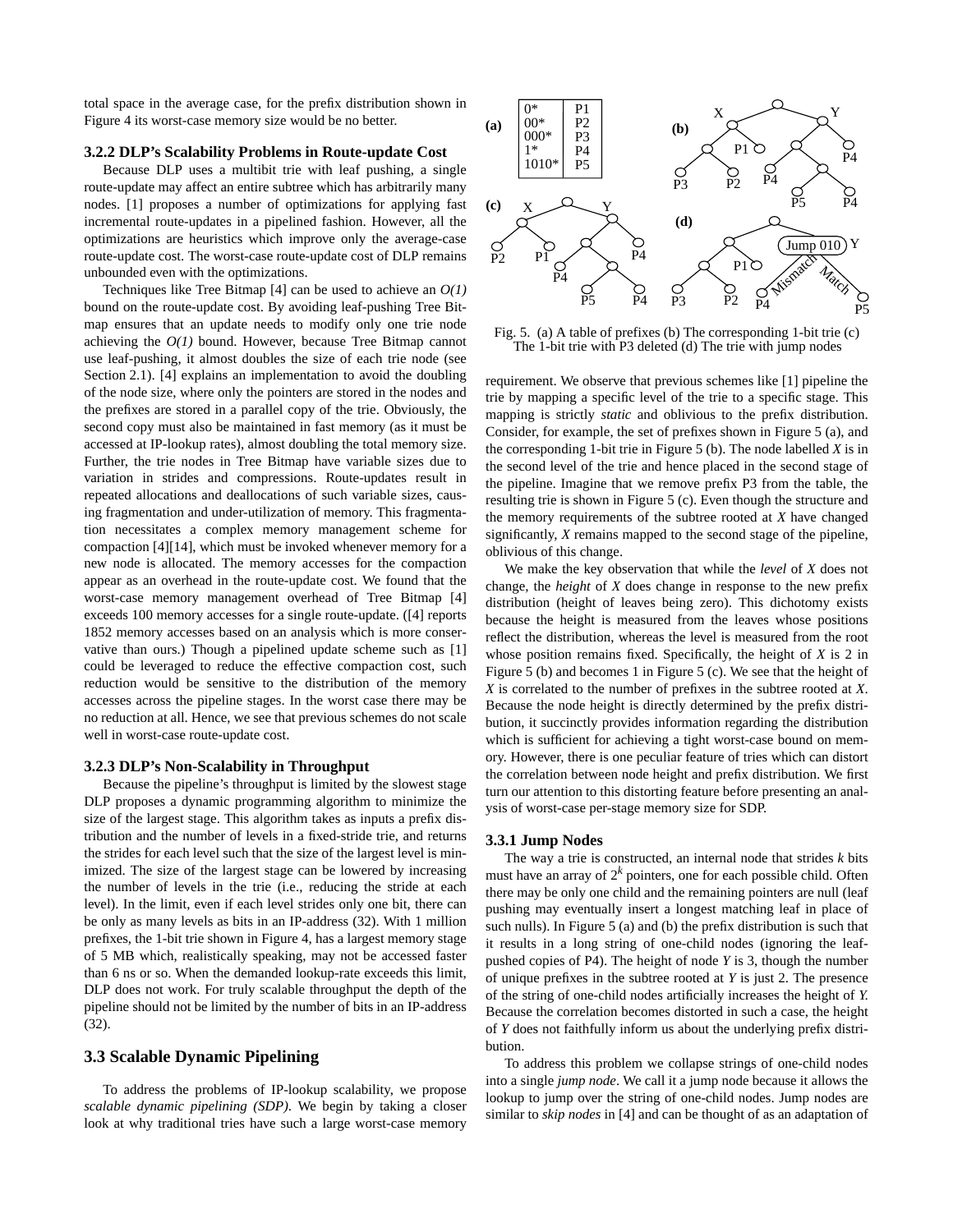total space in the average case, for the prefix distribution shown in Figure 4 its worst-case memory size would be no better.

### 3.2.2 DLP's Scalability Problems in Route-update Cost

Because DLP uses a multibit trie with leaf pushing, a single route-update may affect an entire subtree which has arbitrarily many nodes. [1] proposes a number of optimizations for applying fast incremental route-updates in a pipelined fashion. However, all the optimizations are heuristics which improve only the average-case route-update cost. The worst-case route-update cost of DLP remains unbounded even with the optimizations.

Techniques like Tree Bitmap [4] can be used to achieve an *O(1)* bound on the route-update cost. By avoiding leaf-pushing Tree Bitmap ensures that an update needs to modify only one trie node achieving the *O(1)* bound. However, because Tree Bitmap cannot use leaf-pushing, it almost doubles the size of each trie node (see Section 2.1). [4] explains an implementation to avoid the doubling of the node size, where only the pointers are stored in the nodes and the prefixes are stored in a parallel copy of the trie. Obviously, the second copy must also be maintained in fast memory (as it must be accessed at IP-lookup rates), almost doubling the total memory size. Further, the trie nodes in Tree Bitmap have variable sizes due to variation in strides and compressions. Route-updates result in repeated allocations and deallocations of such variable sizes, causing fragmentation and under-utilization of memory. This fragmentation necessitates a complex memory management scheme for compaction [4][14], which must be invoked whenever memory for a new node is allocated. The memory accesses for the compaction appear as an overhead in the route-update cost. We found that the worst-case memory management overhead of Tree Bitmap [4] exceeds 100 memory accesses for a single route-update. ([4] reports 1852 memory accesses based on an analysis which is more conservative than ours.) Though a pipelined update scheme such as [1] could be leveraged to reduce the effective compaction cost, such reduction would be sensitive to the distribution of the memory accesses across the pipeline stages. In the worst case there may be no reduction at all. Hence, we see that previous schemes do not scale well in worst-case route-update cost.

### 3.2.3 DLP's Non-Scalability in Throughput

Because the pipeline's throughput is limited by the slowest stage DLP proposes a dynamic programming algorithm to minimize the size of the largest stage. This algorithm takes as inputs a prefix distribution and the number of levels in a fixed-stride trie, and returns the strides for each level such that the size of the largest level is minimized. The size of the largest stage can be lowered by increasing the number of levels in the trie (i.e., reducing the stride at each level). In the limit, even if each level strides only one bit, there can be only as many levels as bits in an IP-address (32). With 1 million prefixes, the 1-bit trie shown in Figure 4, has a largest memory stage of 5 MB which, realistically speaking, may not be accessed faster than 6 ns or so. When the demanded lookup-rate exceeds this limit, DLP does not work. For truly scalable throughput the depth of the pipeline should not be limited by the number of bits in an IP-address (32).

## 3.3 Scalable Dynamic Pipelining

To address the problems of IP-lookup scalability, we propose *scalable dynamic pipelining (SDP)*. We begin by taking a closer look at why traditional tries have such a large worst-case memory requirement. We observe that previous schemes like [1] pipeline the trie by mapping a specific level of the trie to a specific stage. This mapping is strictly *static* and oblivious to the prefix distribution. Consider, for example, the set of prefixes shown in Figure 5 (a), and the corresponding 1-bit trie in Figure 5 (b). The node labelled *X* is in the second level of the trie and hence placed in the second stage of the pipeline. Imagine that we remove prefix P3 from the table, the resulting trie is shown in Figure 5 (c). Even though the structure and the memory requirements of the subtree rooted at *X* have changed significantly, *X* remains mapped to the second stage of the pipeline, oblivious of this change.

**(a)**

| | |
|---|---|
| 0* | P1 |
| 00* | P2 |
| 000* | P3 |
| 1* | P4 |
| 1010* | P5 |

Fig. 5. (a) A table of prefixes (b) The corresponding 1-bit trie (c) The 1-bit trie with P3 deleted (d) The trie with jump nodes

We make the key observation that while the *level* of *X* does not change, the *height* of *X* does change in response to the new prefix distribution (height of leaves being zero). This dichotomy exists because the height is measured from the leaves whose positions reflect the distribution, whereas the level is measured from the root whose position remains fixed. Specifically, the height of *X* is 2 in Figure 5 (b) and becomes 1 in Figure 5 (c). We see that the height of *X* is correlated to the number of prefixes in the subtree rooted at *X*. Because the node height is directly determined by the prefix distribution, it succinctly provides information regarding the distribution which is sufficient for achieving a tight worst-case bound on memory. However, there is one peculiar feature of tries which can distort the correlation between node height and prefix distribution. We first turn our attention to this distorting feature before presenting an analysis of worst-case per-stage memory size for SDP.

### 3.3.1 Jump Nodes

The way a trie is constructed, an internal node that strides *k* bits must have an array of $2^k$ pointers, one for each possible child. Often there may be only one child and the remaining pointers are null (leaf pushing may eventually insert a longest matching leaf in place of such nulls). In Figure 5 (a) and (b) the prefix distribution is such that it results in a long string of one-child nodes (ignoring the leaf-pushed copies of P4). The height of node *Y* is 3, though the number of unique prefixes in the subtree rooted at *Y* is just 2. The presence of the string of one-child nodes artificially increases the height of *Y*. Because the correlation becomes distorted in such a case, the height of *Y* does not faithfully inform us about the underlying prefix distribution.

To address this problem we collapse strings of one-child nodes into a single *jump node*. We call it a jump node because it allows the lookup to jump over the string of one-child nodes. Jump nodes are similar to *skip nodes* in [4] and can be thought of as an adaptation of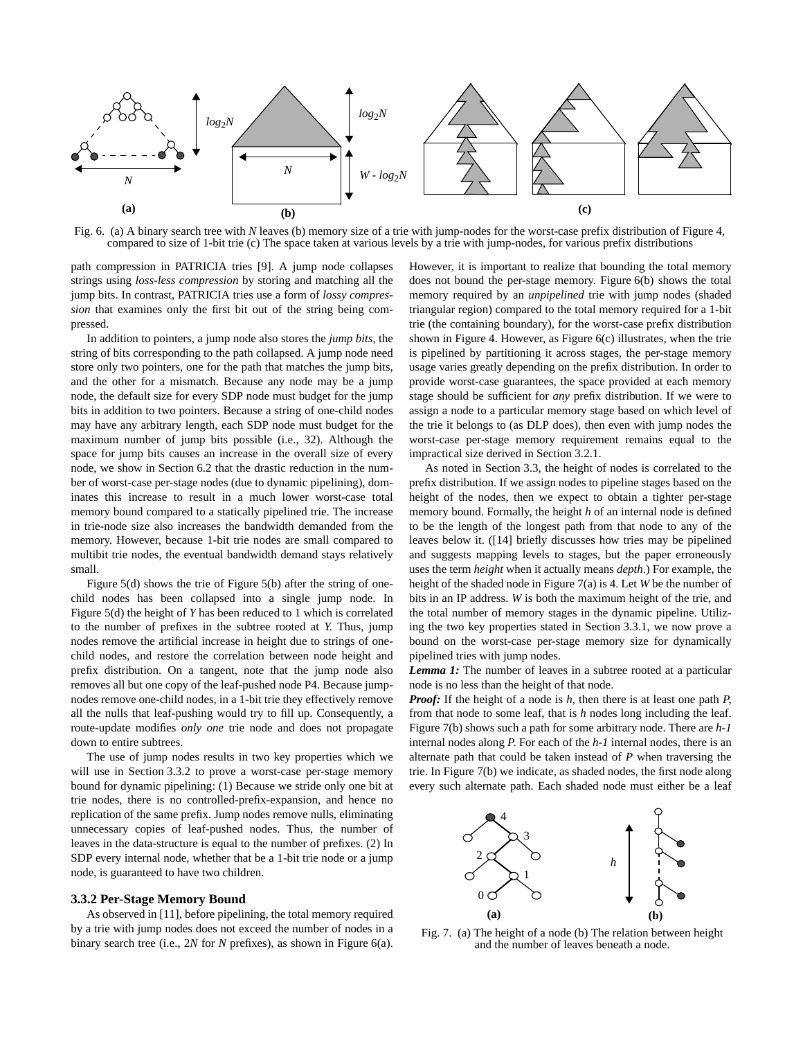Fig. 6. (a) A binary search tree with *N* leaves (b) memory size of a trie with jump-nodes for the worst-case prefix distribution of Figure 4, compared to size of 1-bit trie (c) The space taken at various levels by a trie with jump-nodes, for various prefix distributions

path compression in PATRICIA tries [9]. A jump node collapses strings using *loss-less compression* by storing and matching all the jump bits. In contrast, PATRICIA tries use a form of *lossy compression* that examines only the first bit out of the string being compressed.

In addition to pointers, a jump node also stores the *jump bits*, the string of bits corresponding to the path collapsed. A jump node need store only two pointers, one for the path that matches the jump bits, and the other for a mismatch. Because any node may be a jump node, the default size for every SDP node must budget for the jump bits in addition to two pointers. Because a string of one-child nodes may have any arbitrary length, each SDP node must budget for the maximum number of jump bits possible (i.e., 32). Although the space for jump bits causes an increase in the overall size of every node, we show in Section 6.2 that the drastic reduction in the number of worst-case per-stage nodes (due to dynamic pipelining), dominates this increase to result in a much lower worst-case total memory bound compared to a statically pipelined trie. The increase in trie-node size also increases the bandwidth demanded from the memory. However, because 1-bit trie nodes are small compared to multibit trie nodes, the eventual bandwidth demand stays relatively small.

Figure 5(d) shows the trie of Figure 5(b) after the string of one-child nodes has been collapsed into a single jump node. In Figure 5(d) the height of *Y* has been reduced to 1 which is correlated to the number of prefixes in the subtree rooted at *Y.* Thus, jump nodes remove the artificial increase in height due to strings of one-child nodes, and restore the correlation between node height and prefix distribution. On a tangent, note that the jump node also removes all but one copy of the leaf-pushed node P4. Because jump-nodes remove one-child nodes, in a 1-bit trie they effectively remove all the nulls that leaf-pushing would try to fill up. Consequently, a route-update modifies *only one* trie node and does not propagate down to entire subtrees.

The use of jump nodes results in two key properties which we will use in Section 3.3.2 to prove a worst-case per-stage memory bound for dynamic pipelining: (1) Because we stride only one bit at trie nodes, there is no controlled-prefix-expansion, and hence no replication of the same prefix. Jump nodes remove nulls, eliminating unnecessary copies of leaf-pushed nodes. Thus, the number of leaves in the data-structure is equal to the number of prefixes. (2) In SDP every internal node, whether that be a 1-bit trie node or a jump node, is guaranteed to have two children.

### 3.3.2 Per-Stage Memory Bound

As observed in [11], before pipelining, the total memory required by a trie with jump nodes does not exceed the number of nodes in a binary search tree (i.e., $2N$ for $N$ prefixes), as shown in Figure 6(a). However, it is important to realize that bounding the total memory does not bound the per-stage memory. Figure 6(b) shows the total memory required by an *unpipelined* trie with jump nodes (shaded triangular region) compared to the total memory required for a 1-bit trie (the containing boundary), for the worst-case prefix distribution shown in Figure 4. However, as Figure 6(c) illustrates, when the trie is pipelined by partitioning it across stages, the per-stage memory usage varies greatly depending on the prefix distribution. In order to provide worst-case guarantees, the space provided at each memory stage should be sufficient for *any* prefix distribution. If we were to assign a node to a particular memory stage based on which level of the trie it belongs to (as DLP does), then even with jump nodes the worst-case per-stage memory requirement remains equal to the impractical size derived in Section 3.2.1.

As noted in Section 3.3, the height of nodes is correlated to the prefix distribution. If we assign nodes to pipeline stages based on the height of the nodes, then we expect to obtain a tighter per-stage memory bound. Formally, the height $h$ of an internal node is defined to be the length of the longest path from that node to any of the leaves below it. ([14] briefly discusses how tries may be pipelined and suggests mapping levels to stages, but the paper erroneously uses the term *height* when it actually means *depth*.) For example, the height of the shaded node in Figure 7(a) is 4. Let $W$ be the number of bits in an IP address. $W$ is both the maximum height of the trie, and the total number of memory stages in the dynamic pipeline. Utilizing the two key properties stated in Section 3.3.1, we now prove a bound on the worst-case per-stage memory size for dynamically pipelined tries with jump nodes.

***Lemma 1:*** The number of leaves in a subtree rooted at a particular node is no less than the height of that node.

***Proof:*** If the height of a node is $h$, then there is at least one path $P$, from that node to some leaf, that is $h$ nodes long including the leaf. Figure 7(b) shows such a path for some arbitrary node. There are $h$-$1$ internal nodes along $P$. For each of the $h$-$1$ internal nodes, there is an alternate path that could be taken instead of $P$ when traversing the trie. In Figure 7(b) we indicate, as shaded nodes, the first node along every such alternate path. Each shaded node must either be a leaf

Fig. 7. (a) The height of a node (b) The relation between height and the number of leaves beneath a node.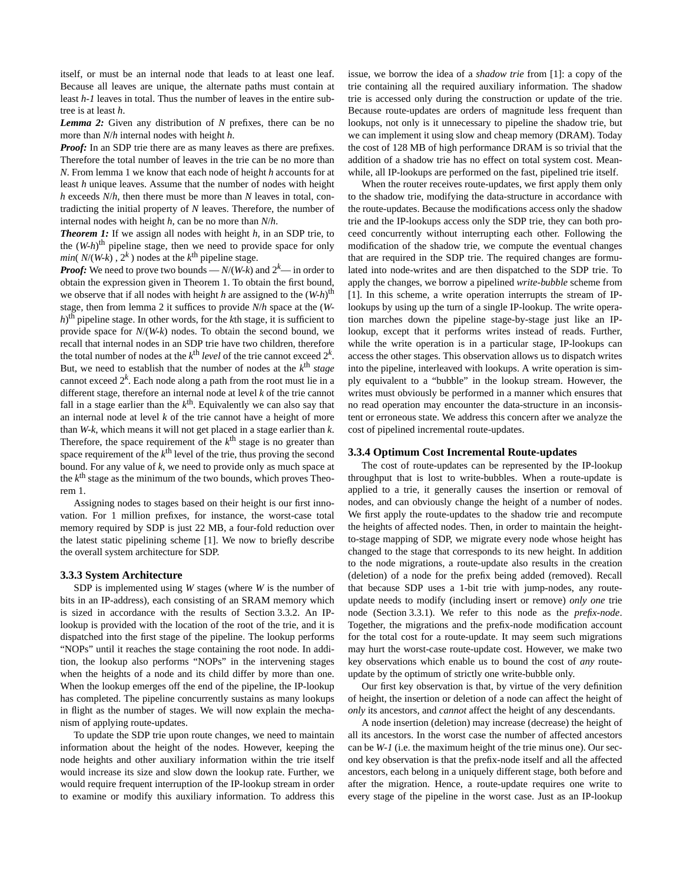itself, or must be an internal node that leads to at least one leaf. Because all leaves are unique, the alternate paths must contain at least $h$-$1$ leaves in total. Thus the number of leaves in the entire subtree is at least $h$.

***Lemma 2:*** Given any distribution of $N$ prefixes, there can be no more than $N/h$ internal nodes with height $h$.

***Proof:*** In an SDP trie there are as many leaves as there are prefixes. Therefore the total number of leaves in the trie can be no more than $N$. From lemma 1 we know that each node of height $h$ accounts for at least $h$ unique leaves. Assume that the number of nodes with height $h$ exceeds $N/h$, then there must be more than $N$ leaves in total, contradicting the initial property of $N$ leaves. Therefore, the number of internal nodes with height $h$, can be no more than $N/h$.

***Theorem 1:*** If we assign all nodes with height $h$, in an SDP trie, to the $(W\text{-}h)^{th}$ pipeline stage, then we need to provide space for only $min(\ N/(W\text{-}k)\ , 2^k\ )$ nodes at the $k^{th}$ pipeline stage.

***Proof:*** We need to prove two bounds — $N/(W\text{-}k)$ and $2^k$— in order to obtain the expression given in Theorem 1. To obtain the first bound, we observe that if all nodes with height $h$ are assigned to the $(W\text{-}h)^{th}$ stage, then from lemma 2 it suffices to provide $N/h$ space at the $(W\text{-}h)^{th}$ pipeline stage. In other words, for the $k$th stage, it is sufficient to provide space for $N/(W\text{-}k)$ nodes. To obtain the second bound, we recall that internal nodes in an SDP trie have two children, therefore the total number of nodes at the $k^{th}$ *level* of the trie cannot exceed $2^k$. But, we need to establish that the number of nodes at the $k^{th}$ *stage* cannot exceed $2^k$. Each node along a path from the root must lie in a different stage, therefore an internal node at level $k$ of the trie cannot fall in a stage earlier than the $k^{th}$. Equivalently we can also say that an internal node at level $k$ of the trie cannot have a height of more than $W\text{-}k$, which means it will not get placed in a stage earlier than $k$. Therefore, the space requirement of the $k^{th}$ stage is no greater than space requirement of the $k^{th}$ level of the trie, thus proving the second bound. For any value of $k$, we need to provide only as much space at the $k^{th}$ stage as the minimum of the two bounds, which proves Theorem 1.

Assigning nodes to stages based on their height is our first innovation. For 1 million prefixes, for instance, the worst-case total memory required by SDP is just 22 MB, a four-fold reduction over the latest static pipelining scheme [1]. We now to briefly describe the overall system architecture for SDP.

### 3.3.3 System Architecture

SDP is implemented using $W$ stages (where $W$ is the number of bits in an IP-address), each consisting of an SRAM memory which is sized in accordance with the results of Section 3.3.2. An IP-lookup is provided with the location of the root of the trie, and it is dispatched into the first stage of the pipeline. The lookup performs "NOPs" until it reaches the stage containing the root node. In addition, the lookup also performs "NOPs" in the intervening stages when the heights of a node and its child differ by more than one. When the lookup emerges off the end of the pipeline, the IP-lookup has completed. The pipeline concurrently sustains as many lookups in flight as the number of stages. We will now explain the mechanism of applying route-updates.

To update the SDP trie upon route changes, we need to maintain information about the height of the nodes. However, keeping the node heights and other auxiliary information within the trie itself would increase its size and slow down the lookup rate. Further, we would require frequent interruption of the IP-lookup stream in order to examine or modify this auxiliary information. To address this issue, we borrow the idea of a *shadow trie* from [1]: a copy of the trie containing all the required auxiliary information. The shadow trie is accessed only during the construction or update of the trie. Because route-updates are orders of magnitude less frequent than lookups, not only is it unnecessary to pipeline the shadow trie, but we can implement it using slow and cheap memory (DRAM). Today the cost of 128 MB of high performance DRAM is so trivial that the addition of a shadow trie has no effect on total system cost. Meanwhile, all IP-lookups are performed on the fast, pipelined trie itself.

When the router receives route-updates, we first apply them only to the shadow trie, modifying the data-structure in accordance with the route-updates. Because the modifications access only the shadow trie and the IP-lookups access only the SDP trie, they can both proceed concurrently without interrupting each other. Following the modification of the shadow trie, we compute the eventual changes that are required in the SDP trie. The required changes are formulated into node-writes and are then dispatched to the SDP trie. To apply the changes, we borrow a pipelined *write-bubble* scheme from [1]. In this scheme, a write operation interrupts the stream of IP-lookups by using up the turn of a single IP-lookup. The write operation marches down the pipeline stage-by-stage just like an IP-lookup, except that it performs writes instead of reads. Further, while the write operation is in a particular stage, IP-lookups can access the other stages. This observation allows us to dispatch writes into the pipeline, interleaved with lookups. A write operation is simply equivalent to a "bubble" in the lookup stream. However, the writes must obviously be performed in a manner which ensures that no read operation may encounter the data-structure in an inconsistent or erroneous state. We address this concern after we analyze the cost of pipelined incremental route-updates.

### 3.3.4 Optimum Cost Incremental Route-updates

The cost of route-updates can be represented by the IP-lookup throughput that is lost to write-bubbles. When a route-update is applied to a trie, it generally causes the insertion or removal of nodes, and can obviously change the height of a number of nodes. We first apply the route-updates to the shadow trie and recompute the heights of affected nodes. Then, in order to maintain the height-to-stage mapping of SDP, we migrate every node whose height has changed to the stage that corresponds to its new height. In addition to the node migrations, a route-update also results in the creation (deletion) of a node for the prefix being added (removed). Recall that because SDP uses a 1-bit trie with jump-nodes, any route-update needs to modify (including insert or remove) *only one* trie node (Section 3.3.1). We refer to this node as the *prefix-node*. Together, the migrations and the prefix-node modification account for the total cost for a route-update. It may seem such migrations may hurt the worst-case route-update cost. However, we make two key observations which enable us to bound the cost of *any* route-update by the optimum of strictly one write-bubble only.

Our first key observation is that, by virtue of the very definition of height, the insertion or deletion of a node can affect the height of *only* its ancestors, and *cannot* affect the height of any descendants.

A node insertion (deletion) may increase (decrease) the height of all its ancestors. In the worst case the number of affected ancestors can be $W$-$1$ (i.e. the maximum height of the trie minus one). Our second key observation is that the prefix-node itself and all the affected ancestors, each belong in a uniquely different stage, both before and after the migration. Hence, a route-update requires one write to every stage of the pipeline in the worst case. Just as an IP-lookup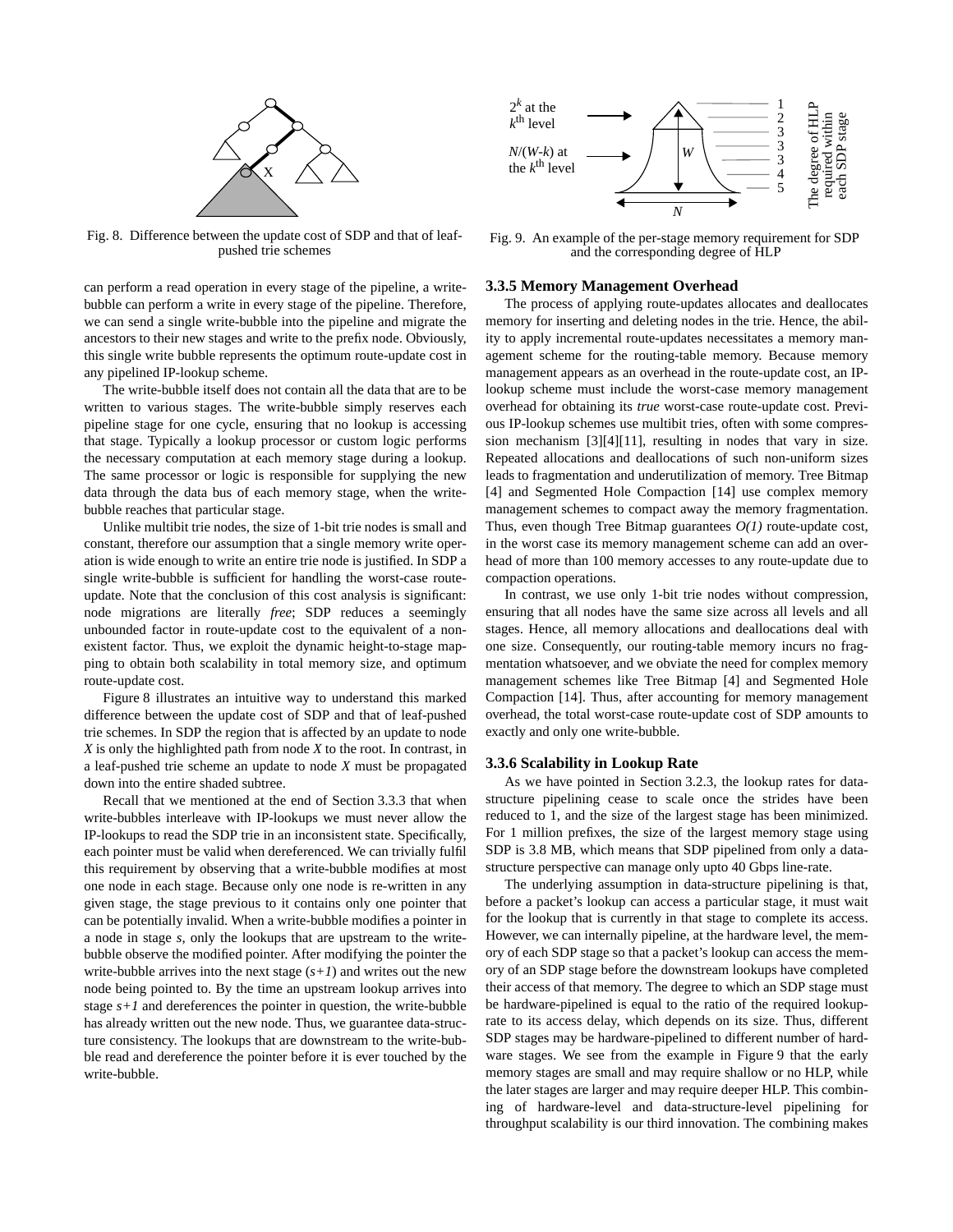Fig. 8. Difference between the update cost of SDP and that of leaf-pushed trie schemes

can perform a read operation in every stage of the pipeline, a write-bubble can perform a write in every stage of the pipeline. Therefore, we can send a single write-bubble into the pipeline and migrate the ancestors to their new stages and write to the prefix node. Obviously, this single write bubble represents the optimum route-update cost in any pipelined IP-lookup scheme.

The write-bubble itself does not contain all the data that are to be written to various stages. The write-bubble simply reserves each pipeline stage for one cycle, ensuring that no lookup is accessing that stage. Typically a lookup processor or custom logic performs the necessary computation at each memory stage during a lookup. The same processor or logic is responsible for supplying the new data through the data bus of each memory stage, when the write-bubble reaches that particular stage.

Unlike multibit trie nodes, the size of 1-bit trie nodes is small and constant, therefore our assumption that a single memory write operation is wide enough to write an entire trie node is justified. In SDP a single write-bubble is sufficient for handling the worst-case route-update. Note that the conclusion of this cost analysis is significant: node migrations are literally *free*; SDP reduces a seemingly unbounded factor in route-update cost to the equivalent of a non-existent factor. Thus, we exploit the dynamic height-to-stage mapping to obtain both scalability in total memory size, and optimum route-update cost.

Figure 8 illustrates an intuitive way to understand this marked difference between the update cost of SDP and that of leaf-pushed trie schemes. In SDP the region that is affected by an update to node *X* is only the highlighted path from node *X* to the root. In contrast, in a leaf-pushed trie scheme an update to node *X* must be propagated down into the entire shaded subtree.

Recall that we mentioned at the end of Section 3.3.3 that when write-bubbles interleave with IP-lookups we must never allow the IP-lookups to read the SDP trie in an inconsistent state. Specifically, each pointer must be valid when dereferenced. We can trivially fulfil this requirement by observing that a write-bubble modifies at most one node in each stage. Because only one node is re-written in any given stage, the stage previous to it contains only one pointer that can be potentially invalid. When a write-bubble modifies a pointer in a node in stage *s*, only the lookups that are upstream to the write-bubble observe the modified pointer. After modifying the pointer the write-bubble arrives into the next stage ($s+1$) and writes out the new node being pointed to. By the time an upstream lookup arrives into stage $s+1$ and dereferences the pointer in question, the write-bubble has already written out the new node. Thus, we guarantee data-structure consistency. The lookups that are downstream to the write-bubble read and dereference the pointer before it is ever touched by the write-bubble.

Fig. 9. An example of the per-stage memory requirement for SDP and the corresponding degree of HLP

### 3.3.5 Memory Management Overhead

The process of applying route-updates allocates and deallocates memory for inserting and deleting nodes in the trie. Hence, the ability to apply incremental route-updates necessitates a memory management scheme for the routing-table memory. Because memory management appears as an overhead in the route-update cost, an IP-lookup scheme must include the worst-case memory management overhead for obtaining its *true* worst-case route-update cost. Previous IP-lookup schemes use multibit tries, often with some compression mechanism [3][4][11], resulting in nodes that vary in size. Repeated allocations and deallocations of such non-uniform sizes leads to fragmentation and underutilization of memory. Tree Bitmap [4] and Segmented Hole Compaction [14] use complex memory management schemes to compact away the memory fragmentation. Thus, even though Tree Bitmap guarantees *O(1)* route-update cost, in the worst case its memory management scheme can add an overhead of more than 100 memory accesses to any route-update due to compaction operations.

In contrast, we use only 1-bit trie nodes without compression, ensuring that all nodes have the same size across all levels and all stages. Hence, all memory allocations and deallocations deal with one size. Consequently, our routing-table memory incurs no fragmentation whatsoever, and we obviate the need for complex memory management schemes like Tree Bitmap [4] and Segmented Hole Compaction [14]. Thus, after accounting for memory management overhead, the total worst-case route-update cost of SDP amounts to exactly and only one write-bubble.

### 3.3.6 Scalability in Lookup Rate

As we have pointed in Section 3.2.3, the lookup rates for data-structure pipelining cease to scale once the strides have been reduced to 1, and the size of the largest stage has been minimized. For 1 million prefixes, the size of the largest memory stage using SDP is 3.8 MB, which means that SDP pipelined from only a data-structure perspective can manage only upto 40 Gbps line-rate.

The underlying assumption in data-structure pipelining is that, before a packet's lookup can access a particular stage, it must wait for the lookup that is currently in that stage to complete its access. However, we can internally pipeline, at the hardware level, the memory of each SDP stage so that a packet's lookup can access the memory of an SDP stage before the downstream lookups have completed their access of that memory. The degree to which an SDP stage must be hardware-pipelined is equal to the ratio of the required lookup-rate to its access delay, which depends on its size. Thus, different SDP stages may be hardware-pipelined to different number of hardware stages. We see from the example in Figure 9 that the early memory stages are small and may require shallow or no HLP, while the later stages are larger and may require deeper HLP. This combining of hardware-level and data-structure-level pipelining for throughput scalability is our third innovation. The combining makes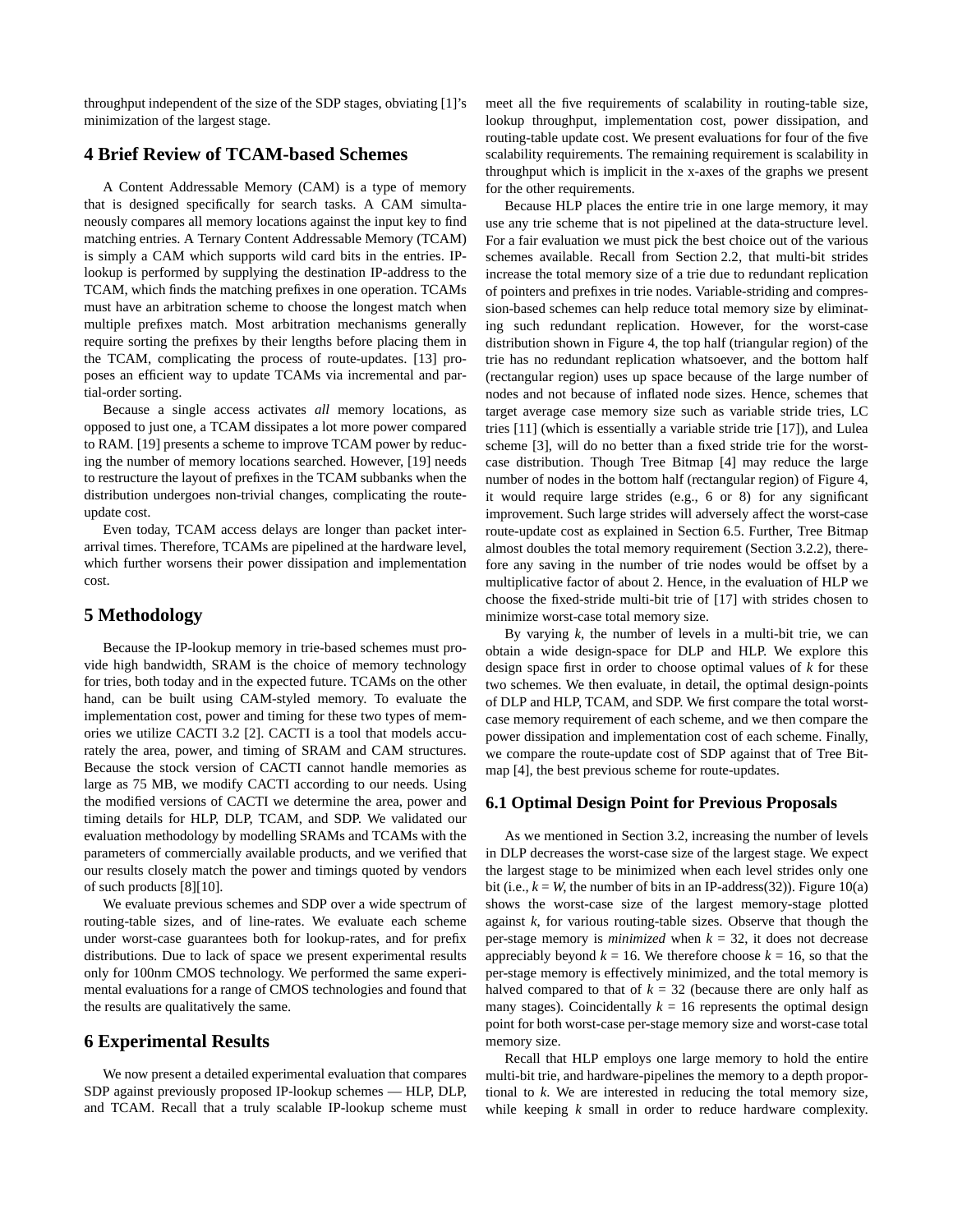throughput independent of the size of the SDP stages, obviating [1]'s minimization of the largest stage.

## 4 Brief Review of TCAM-based Schemes

A Content Addressable Memory (CAM) is a type of memory that is designed specifically for search tasks. A CAM simultaneously compares all memory locations against the input key to find matching entries. A Ternary Content Addressable Memory (TCAM) is simply a CAM which supports wild card bits in the entries. IP-lookup is performed by supplying the destination IP-address to the TCAM, which finds the matching prefixes in one operation. TCAMs must have an arbitration scheme to choose the longest match when multiple prefixes match. Most arbitration mechanisms generally require sorting the prefixes by their lengths before placing them in the TCAM, complicating the process of route-updates. [13] proposes an efficient way to update TCAMs via incremental and partial-order sorting.

Because a single access activates *all* memory locations, as opposed to just one, a TCAM dissipates a lot more power compared to RAM. [19] presents a scheme to improve TCAM power by reducing the number of memory locations searched. However, [19] needs to restructure the layout of prefixes in the TCAM subbanks when the distribution undergoes non-trivial changes, complicating the route-update cost.

Even today, TCAM access delays are longer than packet inter-arrival times. Therefore, TCAMs are pipelined at the hardware level, which further worsens their power dissipation and implementation cost.

## 5 Methodology

Because the IP-lookup memory in trie-based schemes must provide high bandwidth, SRAM is the choice of memory technology for tries, both today and in the expected future. TCAMs on the other hand, can be built using CAM-styled memory. To evaluate the implementation cost, power and timing for these two types of memories we utilize CACTI 3.2 [2]. CACTI is a tool that models accurately the area, power, and timing of SRAM and CAM structures. Because the stock version of CACTI cannot handle memories as large as 75 MB, we modify CACTI according to our needs. Using the modified versions of CACTI we determine the area, power and timing details for HLP, DLP, TCAM, and SDP. We validated our evaluation methodology by modelling SRAMs and TCAMs with the parameters of commercially available products, and we verified that our results closely match the power and timings quoted by vendors of such products [8][10].

We evaluate previous schemes and SDP over a wide spectrum of routing-table sizes, and of line-rates. We evaluate each scheme under worst-case guarantees both for lookup-rates, and for prefix distributions. Due to lack of space we present experimental results only for 100nm CMOS technology. We performed the same experimental evaluations for a range of CMOS technologies and found that the results are qualitatively the same.

## 6 Experimental Results

We now present a detailed experimental evaluation that compares SDP against previously proposed IP-lookup schemes — HLP, DLP, and TCAM. Recall that a truly scalable IP-lookup scheme must meet all the five requirements of scalability in routing-table size, lookup throughput, implementation cost, power dissipation, and routing-table update cost. We present evaluations for four of the five scalability requirements. The remaining requirement is scalability in throughput which is implicit in the x-axes of the graphs we present for the other requirements.

Because HLP places the entire trie in one large memory, it may use any trie scheme that is not pipelined at the data-structure level. For a fair evaluation we must pick the best choice out of the various schemes available. Recall from Section 2.2, that multi-bit strides increase the total memory size of a trie due to redundant replication of pointers and prefixes in trie nodes. Variable-striding and compression-based schemes can help reduce total memory size by eliminating such redundant replication. However, for the worst-case distribution shown in Figure 4, the top half (triangular region) of the trie has no redundant replication whatsoever, and the bottom half (rectangular region) uses up space because of the large number of nodes and not because of inflated node sizes. Hence, schemes that target average case memory size such as variable stride tries, LC tries [11] (which is essentially a variable stride trie [17]), and Lulea scheme [3], will do no better than a fixed stride trie for the worst-case distribution. Though Tree Bitmap [4] may reduce the large number of nodes in the bottom half (rectangular region) of Figure 4, it would require large strides (e.g., 6 or 8) for any significant improvement. Such large strides will adversely affect the worst-case route-update cost as explained in Section 6.5. Further, Tree Bitmap almost doubles the total memory requirement (Section 3.2.2), therefore any saving in the number of trie nodes would be offset by a multiplicative factor of about 2. Hence, in the evaluation of HLP we choose the fixed-stride multi-bit trie of [17] with strides chosen to minimize worst-case total memory size.

By varying $k$, the number of levels in a multi-bit trie, we can obtain a wide design-space for DLP and HLP. We explore this design space first in order to choose optimal values of $k$ for these two schemes. We then evaluate, in detail, the optimal design-points of DLP and HLP, TCAM, and SDP. We first compare the total worst-case memory requirement of each scheme, and we then compare the power dissipation and implementation cost of each scheme. Finally, we compare the route-update cost of SDP against that of Tree Bitmap [4], the best previous scheme for route-updates.

### 6.1 Optimal Design Point for Previous Proposals

As we mentioned in Section 3.2, increasing the number of levels in DLP decreases the worst-case size of the largest stage. We expect the largest stage to be minimized when each level strides only one bit (i.e., $k = W$, the number of bits in an IP-address(32)). Figure 10(a) shows the worst-case size of the largest memory-stage plotted against $k$, for various routing-table sizes. Observe that though the per-stage memory is *minimized* when $k = 32$, it does not decrease appreciably beyond $k = 16$. We therefore choose $k = 16$, so that the per-stage memory is effectively minimized, and the total memory is halved compared to that of $k = 32$ (because there are only half as many stages). Coincidentally $k = 16$ represents the optimal design point for both worst-case per-stage memory size and worst-case total memory size.

Recall that HLP employs one large memory to hold the entire multi-bit trie, and hardware-pipelines the memory to a depth proportional to $k$. We are interested in reducing the total memory size, while keeping $k$ small in order to reduce hardware complexity.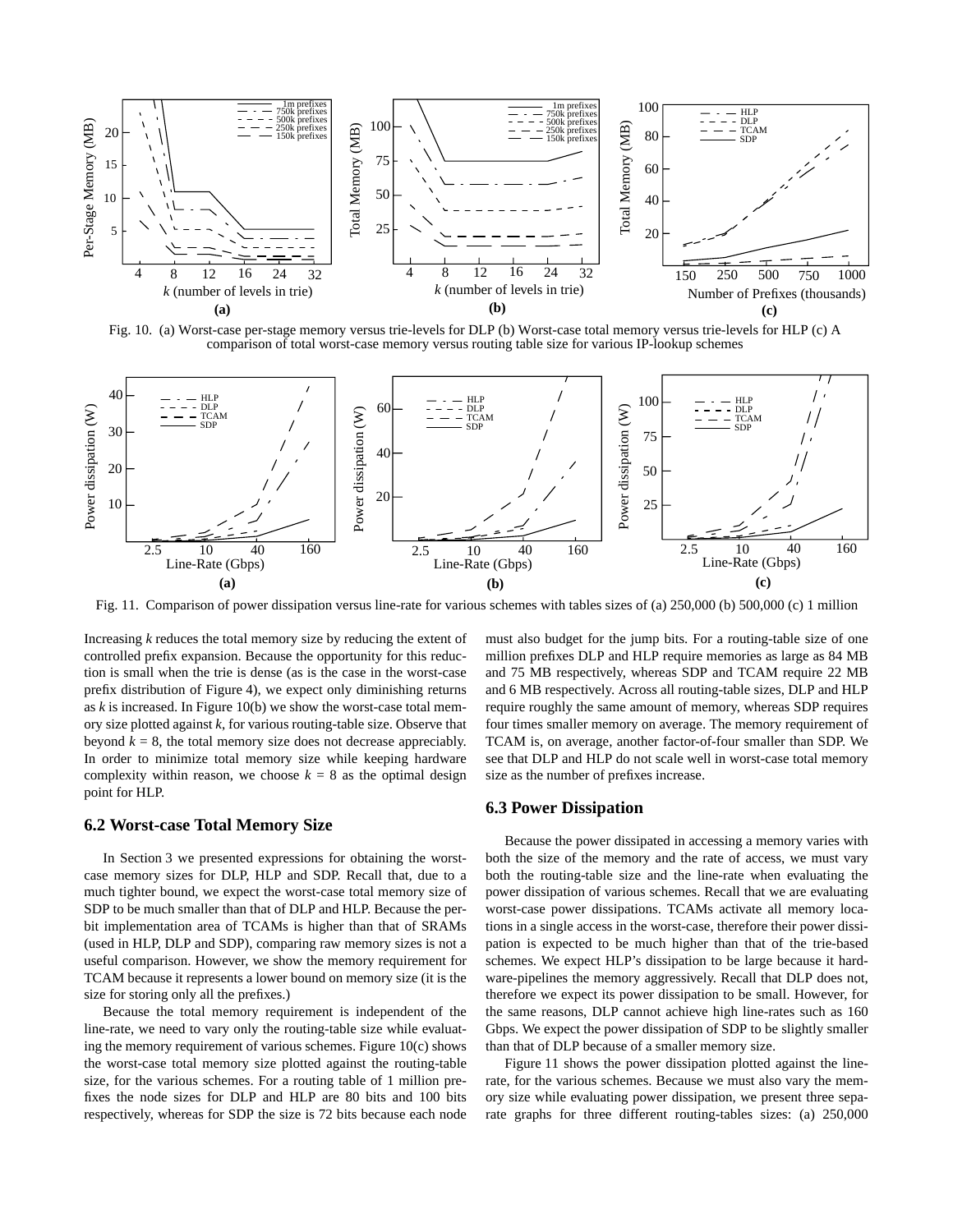Fig. 10. (a) Worst-case per-stage memory versus trie-levels for DLP (b) Worst-case total memory versus trie-levels for HLP (c) A comparison of total worst-case memory versus routing table size for various IP-lookup schemes

Fig. 11. Comparison of power dissipation versus line-rate for various schemes with tables sizes of (a) 250,000 (b) 500,000 (c) 1 million

Increasing $k$ reduces the total memory size by reducing the extent of controlled prefix expansion. Because the opportunity for this reduction is small when the trie is dense (as is the case in the worst-case prefix distribution of Figure 4), we expect only diminishing returns as $k$ is increased. In Figure 10(b) we show the worst-case total memory size plotted against $k$, for various routing-table size. Observe that beyond $k = 8$, the total memory size does not decrease appreciably. In order to minimize total memory size while keeping hardware complexity within reason, we choose $k = 8$ as the optimal design point for HLP.

## 6.2 Worst-case Total Memory Size

In Section 3 we presented expressions for obtaining the worst-case memory sizes for DLP, HLP and SDP. Recall that, due to a much tighter bound, we expect the worst-case total memory size of SDP to be much smaller than that of DLP and HLP. Because the per-bit implementation area of TCAMs is higher than that of SRAMs (used in HLP, DLP and SDP), comparing raw memory sizes is not a useful comparison. However, we show the memory requirement for TCAM because it represents a lower bound on memory size (it is the size for storing only all the prefixes.)

Because the total memory requirement is independent of the line-rate, we need to vary only the routing-table size while evaluating the memory requirement of various schemes. Figure 10(c) shows the worst-case total memory size plotted against the routing-table size, for the various schemes. For a routing table of 1 million prefixes the node sizes for DLP and HLP are 80 bits and 100 bits respectively, whereas for SDP the size is 72 bits because each node must also budget for the jump bits. For a routing-table size of one million prefixes DLP and HLP require memories as large as 84 MB and 75 MB respectively, whereas SDP and TCAM require 22 MB and 6 MB respectively. Across all routing-table sizes, DLP and HLP require roughly the same amount of memory, whereas SDP requires four times smaller memory on average. The memory requirement of TCAM is, on average, another factor-of-four smaller than SDP. We see that DLP and HLP do not scale well in worst-case total memory size as the number of prefixes increase.

## 6.3 Power Dissipation

Because the power dissipated in accessing a memory varies with both the size of the memory and the rate of access, we must vary both the routing-table size and the line-rate when evaluating the power dissipation of various schemes. Recall that we are evaluating worst-case power dissipations. TCAMs activate all memory locations in a single access in the worst-case, therefore their power dissipation is expected to be much higher than that of the trie-based schemes. We expect HLP's dissipation to be large because it hardware-pipelines the memory aggressively. Recall that DLP does not, therefore we expect its power dissipation to be small. However, for the same reasons, DLP cannot achieve high line-rates such as 160 Gbps. We expect the power dissipation of SDP to be slightly smaller than that of DLP because of a smaller memory size.

Figure 11 shows the power dissipation plotted against the line-rate, for the various schemes. Because we must also vary the memory size while evaluating power dissipation, we present three separate graphs for three different routing-tables sizes: (a) 250,000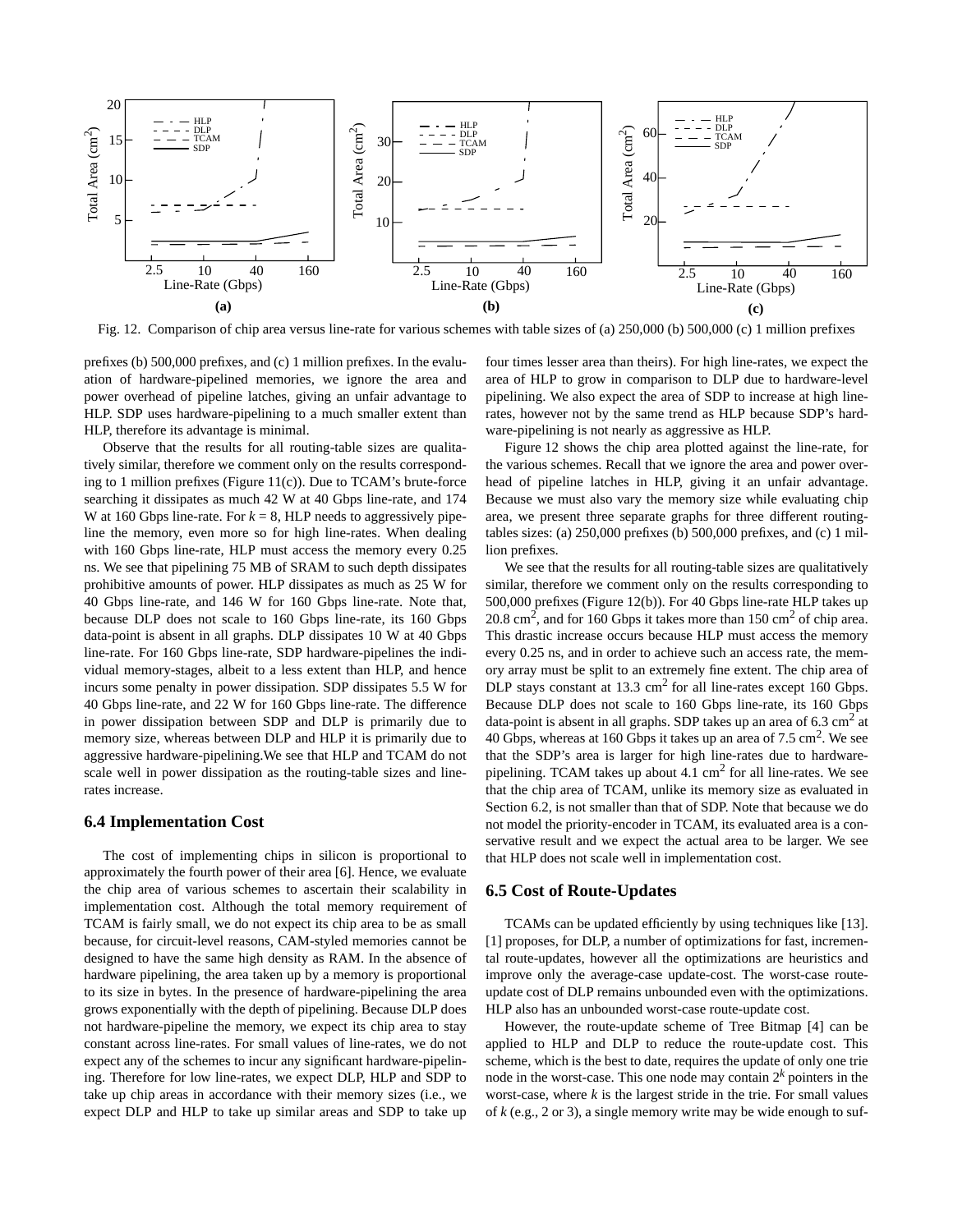Fig. 12. Comparison of chip area versus line-rate for various schemes with table sizes of (a) 250,000 (b) 500,000 (c) 1 million prefixes

prefixes (b) 500,000 prefixes, and (c) 1 million prefixes. In the evaluation of hardware-pipelined memories, we ignore the area and power overhead of pipeline latches, giving an unfair advantage to HLP. SDP uses hardware-pipelining to a much smaller extent than HLP, therefore its advantage is minimal.

Observe that the results for all routing-table sizes are qualitatively similar, therefore we comment only on the results corresponding to 1 million prefixes (Figure 11(c)). Due to TCAM's brute-force searching it dissipates as much 42 W at 40 Gbps line-rate, and 174 W at 160 Gbps line-rate. For $k = 8$, HLP needs to aggressively pipeline the memory, even more so for high line-rates. When dealing with 160 Gbps line-rate, HLP must access the memory every 0.25 ns. We see that pipelining 75 MB of SRAM to such depth dissipates prohibitive amounts of power. HLP dissipates as much as 25 W for 40 Gbps line-rate, and 146 W for 160 Gbps line-rate. Note that, because DLP does not scale to 160 Gbps line-rate, its 160 Gbps data-point is absent in all graphs. DLP dissipates 10 W at 40 Gbps line-rate. For 160 Gbps line-rate, SDP hardware-pipelines the individual memory-stages, albeit to a less extent than HLP, and hence incurs some penalty in power dissipation. SDP dissipates 5.5 W for 40 Gbps line-rate, and 22 W for 160 Gbps line-rate. The difference in power dissipation between SDP and DLP is primarily due to memory size, whereas between DLP and HLP it is primarily due to aggressive hardware-pipelining.We see that HLP and TCAM do not scale well in power dissipation as the routing-table sizes and line-rates increase.

## 6.4 Implementation Cost

The cost of implementing chips in silicon is proportional to approximately the fourth power of their area [6]. Hence, we evaluate the chip area of various schemes to ascertain their scalability in implementation cost. Although the total memory requirement of TCAM is fairly small, we do not expect its chip area to be as small because, for circuit-level reasons, CAM-styled memories cannot be designed to have the same high density as RAM. In the absence of hardware pipelining, the area taken up by a memory is proportional to its size in bytes. In the presence of hardware-pipelining the area grows exponentially with the depth of pipelining. Because DLP does not hardware-pipeline the memory, we expect its chip area to stay constant across line-rates. For small values of line-rates, we do not expect any of the schemes to incur any significant hardware-pipelining. Therefore for low line-rates, we expect DLP, HLP and SDP to take up chip areas in accordance with their memory sizes (i.e., we expect DLP and HLP to take up similar areas and SDP to take up four times lesser area than theirs). For high line-rates, we expect the area of HLP to grow in comparison to DLP due to hardware-level pipelining. We also expect the area of SDP to increase at high line-rates, however not by the same trend as HLP because SDP's hardware-pipelining is not nearly as aggressive as HLP.

Figure 12 shows the chip area plotted against the line-rate, for the various schemes. Recall that we ignore the area and power overhead of pipeline latches in HLP, giving it an unfair advantage. Because we must also vary the memory size while evaluating chip area, we present three separate graphs for three different routing-tables sizes: (a) 250,000 prefixes (b) 500,000 prefixes, and (c) 1 million prefixes.

We see that the results for all routing-table sizes are qualitatively similar, therefore we comment only on the results corresponding to 500,000 prefixes (Figure 12(b)). For 40 Gbps line-rate HLP takes up 20.8 $cm^2$, and for 160 Gbps it takes more than 150 $cm^2$ of chip area. This drastic increase occurs because HLP must access the memory every 0.25 ns, and in order to achieve such an access rate, the memory array must be split to an extremely fine extent. The chip area of DLP stays constant at 13.3 $cm^2$ for all line-rates except 160 Gbps. Because DLP does not scale to 160 Gbps line-rate, its 160 Gbps data-point is absent in all graphs. SDP takes up an area of 6.3 $cm^2$ at 40 Gbps, whereas at 160 Gbps it takes up an area of 7.5 $cm^2$. We see that the SDP's area is larger for high line-rates due to hardware-pipelining. TCAM takes up about 4.1 $cm^2$ for all line-rates. We see that the chip area of TCAM, unlike its memory size as evaluated in Section 6.2, is not smaller than that of SDP. Note that because we do not model the priority-encoder in TCAM, its evaluated area is a conservative result and we expect the actual area to be larger. We see that HLP does not scale well in implementation cost.

## 6.5 Cost of Route-Updates

TCAMs can be updated efficiently by using techniques like [13]. [1] proposes, for DLP, a number of optimizations for fast, incremental route-updates, however all the optimizations are heuristics and improve only the average-case update-cost. The worst-case route-update cost of DLP remains unbounded even with the optimizations. HLP also has an unbounded worst-case route-update cost.

However, the route-update scheme of Tree Bitmap [4] can be applied to HLP and DLP to reduce the route-update cost. This scheme, which is the best to date, requires the update of only one trie node in the worst-case. This one node may contain $2^k$ pointers in the worst-case, where $k$ is the largest stride in the trie. For small values of $k$ (e.g., 2 or 3), a single memory write may be wide enough to suf-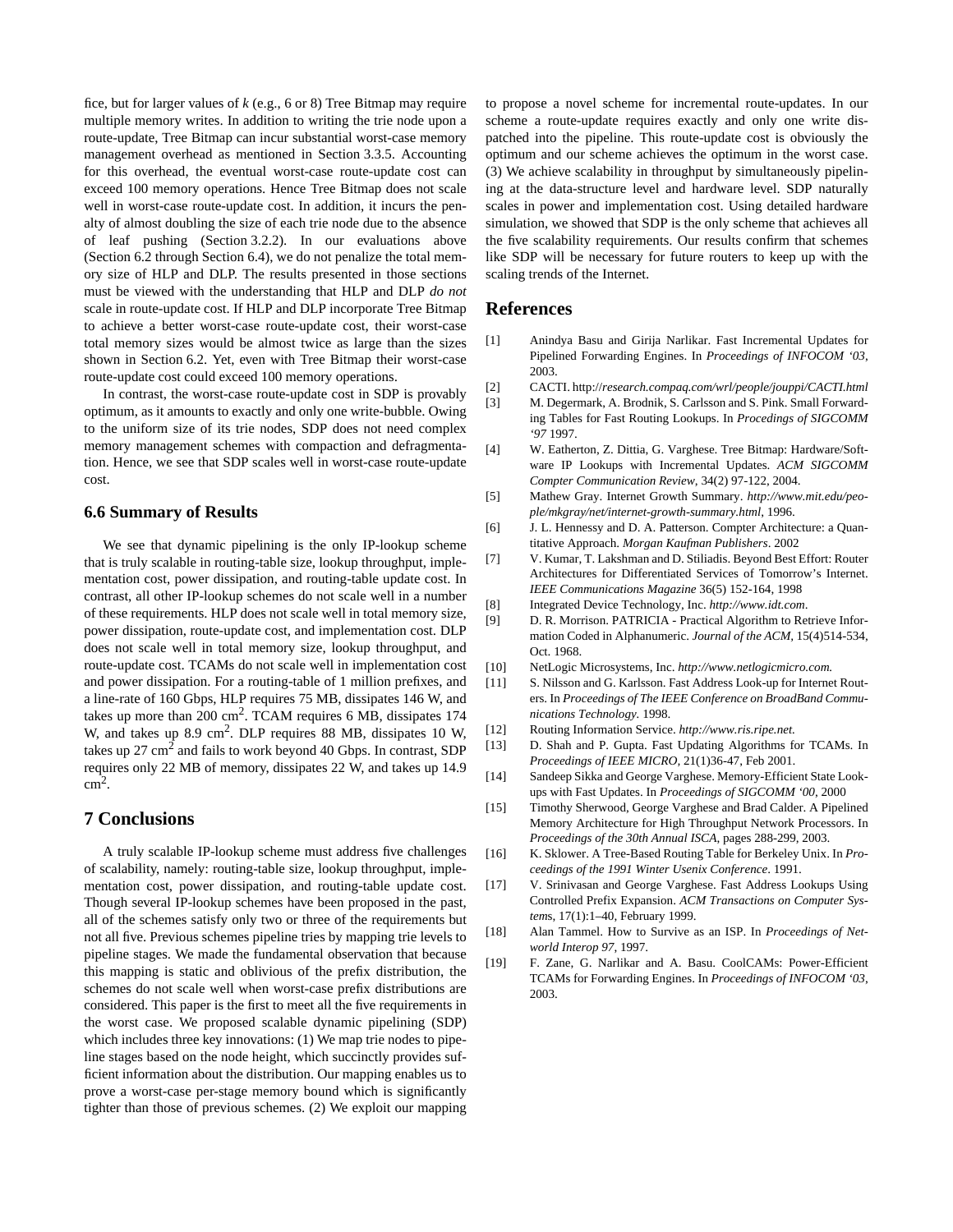fice, but for larger values of $k$ (e.g., 6 or 8) Tree Bitmap may require multiple memory writes. In addition to writing the trie node upon a route-update, Tree Bitmap can incur substantial worst-case memory management overhead as mentioned in Section 3.3.5. Accounting for this overhead, the eventual worst-case route-update cost can exceed 100 memory operations. Hence Tree Bitmap does not scale well in worst-case route-update cost. In addition, it incurs the penalty of almost doubling the size of each trie node due to the absence of leaf pushing (Section 3.2.2). In our evaluations above (Section 6.2 through Section 6.4), we do not penalize the total memory size of HLP and DLP. The results presented in those sections must be viewed with the understanding that HLP and DLP *do not* scale in route-update cost. If HLP and DLP incorporate Tree Bitmap to achieve a better worst-case route-update cost, their worst-case total memory sizes would be almost twice as large than the sizes shown in Section 6.2. Yet, even with Tree Bitmap their worst-case route-update cost could exceed 100 memory operations.

In contrast, the worst-case route-update cost in SDP is provably optimum, as it amounts to exactly and only one write-bubble. Owing to the uniform size of its trie nodes, SDP does not need complex memory management schemes with compaction and defragmentation. Hence, we see that SDP scales well in worst-case route-update cost.

### 6.6 Summary of Results

We see that dynamic pipelining is the only IP-lookup scheme that is truly scalable in routing-table size, lookup throughput, implementation cost, power dissipation, and routing-table update cost. In contrast, all other IP-lookup schemes do not scale well in a number of these requirements. HLP does not scale well in total memory size, power dissipation, route-update cost, and implementation cost. DLP does not scale well in total memory size, lookup throughput, and route-update cost. TCAMs do not scale well in implementation cost and power dissipation. For a routing-table of 1 million prefixes, and a line-rate of 160 Gbps, HLP requires 75 MB, dissipates 146 W, and takes up more than 200 $cm^2$. TCAM requires 6 MB, dissipates 174 W, and takes up 8.9 $cm^2$. DLP requires 88 MB, dissipates 10 W, takes up 27 $cm^2$ and fails to work beyond 40 Gbps. In contrast, SDP requires only 22 MB of memory, dissipates 22 W, and takes up 14.9 $cm^2$.

## 7 Conclusions

A truly scalable IP-lookup scheme must address five challenges of scalability, namely: routing-table size, lookup throughput, implementation cost, power dissipation, and routing-table update cost. Though several IP-lookup schemes have been proposed in the past, all of the schemes satisfy only two or three of the requirements but not all five. Previous schemes pipeline tries by mapping trie levels to pipeline stages. We made the fundamental observation that because this mapping is static and oblivious of the prefix distribution, the schemes do not scale well when worst-case prefix distributions are considered. This paper is the first to meet all the five requirements in the worst case. We proposed scalable dynamic pipelining (SDP) which includes three key innovations: (1) We map trie nodes to pipeline stages based on the node height, which succinctly provides sufficient information about the distribution. Our mapping enables us to prove a worst-case per-stage memory bound which is significantly tighter than those of previous schemes. (2) We exploit our mapping to propose a novel scheme for incremental route-updates. In our scheme a route-update requires exactly and only one write dispatched into the pipeline. This route-update cost is obviously the optimum and our scheme achieves the optimum in the worst case. (3) We achieve scalability in throughput by simultaneously pipelining at the data-structure level and hardware level. SDP naturally scales in power and implementation cost. Using detailed hardware simulation, we showed that SDP is the only scheme that achieves all the five scalability requirements. Our results confirm that schemes like SDP will be necessary for future routers to keep up with the scaling trends of the Internet.

## References

[1] Anindya Basu and Girija Narlikar. Fast Incremental Updates for Pipelined Forwarding Engines. In *Proceedings of INFOCOM '03*, 2003.

[2] CACTI. http://*research.compaq.com/wrl/people/jouppi/CACTI.html*

[3] M. Degermark, A. Brodnik, S. Carlsson and S. Pink. Small Forwarding Tables for Fast Routing Lookups. In *Procedings of SIGCOMM '97* 1997.

[4] W. Eatherton, Z. Dittia, G. Varghese. Tree Bitmap: Hardware/Software IP Lookups with Incremental Updates. *ACM SIGCOMM Compter Communication Review*, 34(2) 97-122, 2004.

[5] Mathew Gray. Internet Growth Summary. *http://www.mit.edu/people/mkgray/net/internet-growth-summary.html*, 1996.

[6] J. L. Hennessy and D. A. Patterson. Compter Architecture: a Quantitative Approach. *Morgan Kaufman Publishers*. 2002

[7] V. Kumar, T. Lakshman and D. Stiliadis. Beyond Best Effort: Router Architectures for Differentiated Services of Tomorrow's Internet. *IEEE Communications Magazine* 36(5) 152-164, 1998

[8] Integrated Device Technology, Inc. *http://www.idt.com*.

[9] D. R. Morrison. PATRICIA - Practical Algorithm to Retrieve Information Coded in Alphanumeric. *Journal of the ACM*, 15(4)514-534, Oct. 1968.

[10] NetLogic Microsystems, Inc. *http://www.netlogicmicro.com.*

[11] S. Nilsson and G. Karlsson. Fast Address Look-up for Internet Routers. In *Proceedings of The IEEE Conference on BroadBand Communications Technology*. 1998.

[12] Routing Information Service. *http://www.ris.ripe.net*.

[13] D. Shah and P. Gupta. Fast Updating Algorithms for TCAMs. In *Proceedings of IEEE MICRO*, 21(1)36-47, Feb 2001.

[14] Sandeep Sikka and George Varghese. Memory-Efficient State Lookups with Fast Updates. In *Proceedings of SIGCOMM '00*, 2000

[15] Timothy Sherwood, George Varghese and Brad Calder. A Pipelined Memory Architecture for High Throughput Network Processors. In *Proceedings of the 30th Annual ISCA*, pages 288-299, 2003.

[16] K. Sklower. A Tree-Based Routing Table for Berkeley Unix. In *Proceedings of the 1991 Winter Usenix Conference*. 1991.

[17] V. Srinivasan and George Varghese. Fast Address Lookups Using Controlled Prefix Expansion. *ACM Transactions on Computer Systems*, 17(1):1–40, February 1999.

[18] Alan Tammel. How to Survive as an ISP. In *Proceedings of Networld Interop 97*, 1997.

[19] F. Zane, G. Narlikar and A. Basu. CoolCAMs: Power-Efficient TCAMs for Forwarding Engines. In *Proceedings of INFOCOM '03*, 2003.